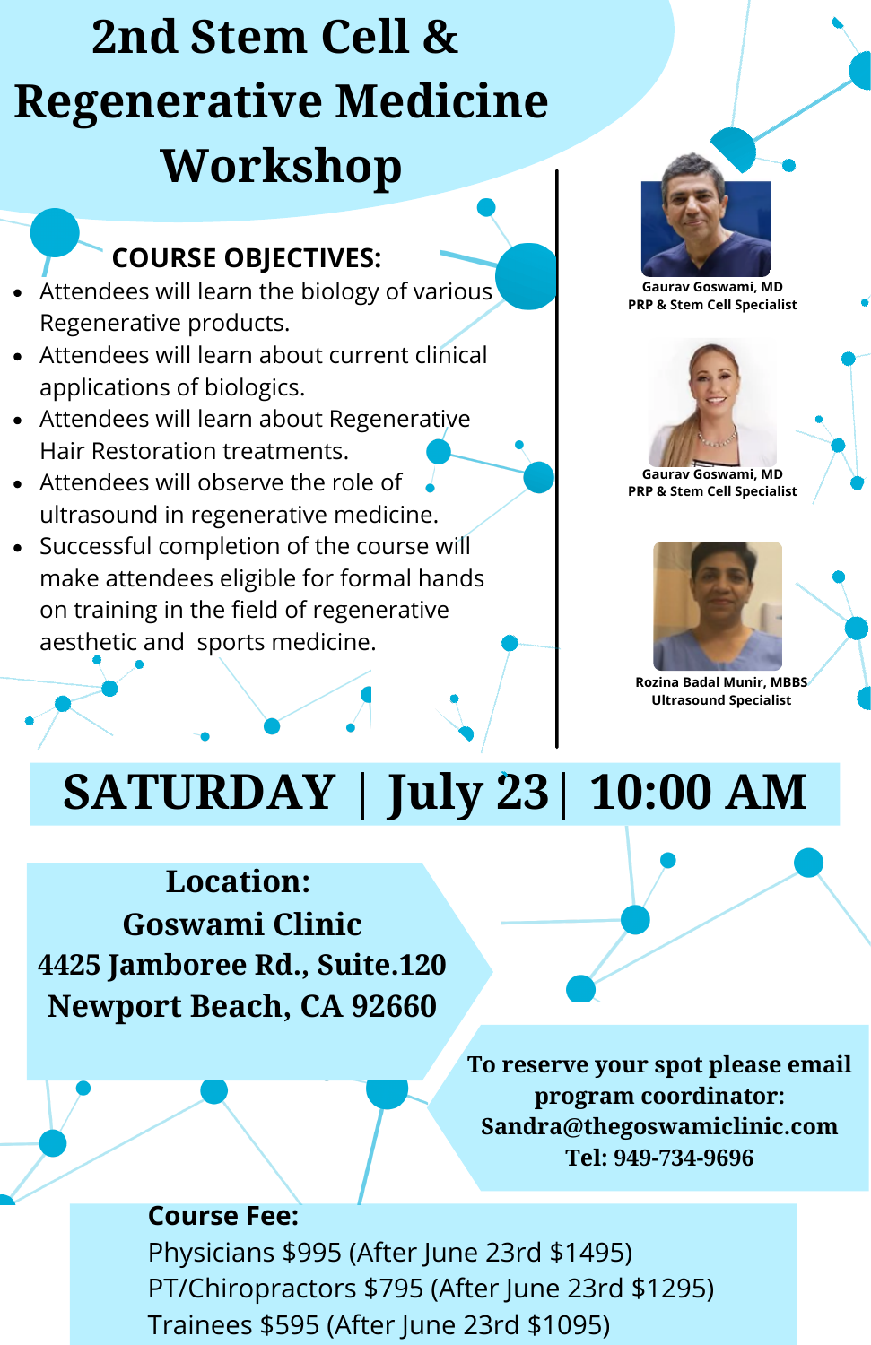# 2nd Stem Cell & Regenerative Medicine Workshop

**COURSE OBJECTIVES:**

- Attendees will learn the biology of various Regenerative products.
- Attendees will learn about current clinical applications of biologics.
- Attendees will learn about Regenerative Hair Restoration treatments.
- Attendees will observe the role of ultrasound in regenerative medicine.
- Successful completion of the course will make attendees eligible for formal hands on training in the field of regenerative aesthetic and sports medicine.

**Gaurav Goswami, MD**
**PRP & Stem Cell Specialist**

**Gaurav Goswami, MD**
**PRP & Stem Cell Specialist**

**Rozina Badal Munir, MBBS**
**Ultrasound Specialist**

## SATURDAY | July 23 | 10:00 AM

**Location:**
**Goswami Clinic**
**4425 Jamboree Rd., Suite.120**
**Newport Beach, CA 92660**

**To reserve your spot please email program coordinator:**
**Sandra@thegoswamiclinic.com**
**Tel: 949-734-9696**

**Course Fee:**

Physicians $995 (After June 23rd $1495)
PT/Chiropractors $795 (After June 23rd $1295)
Trainees $595 (After June 23rd $1095)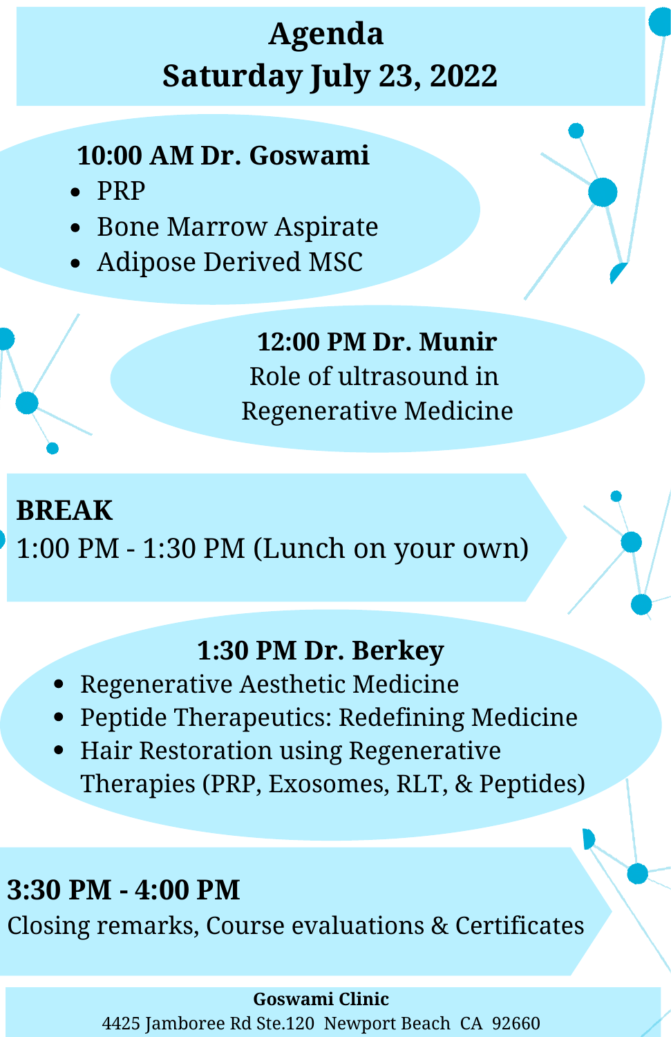# Agenda
# Saturday July 23, 2022

**10:00 AM Dr. Goswami**

- PRP
- Bone Marrow Aspirate
- Adipose Derived MSC

**12:00 PM Dr. Munir**

Role of ultrasound in Regenerative Medicine

**BREAK**

1:00 PM - 1:30 PM (Lunch on your own)

**1:30 PM Dr. Berkey**

- Regenerative Aesthetic Medicine
- Peptide Therapeutics: Redefining Medicine
- Hair Restoration using Regenerative Therapies (PRP, Exosomes, RLT, & Peptides)

**3:30 PM - 4:00 PM**

Closing remarks, Course evaluations & Certificates

**Goswami Clinic**

4425 Jamboree Rd Ste.120 Newport Beach CA 92660